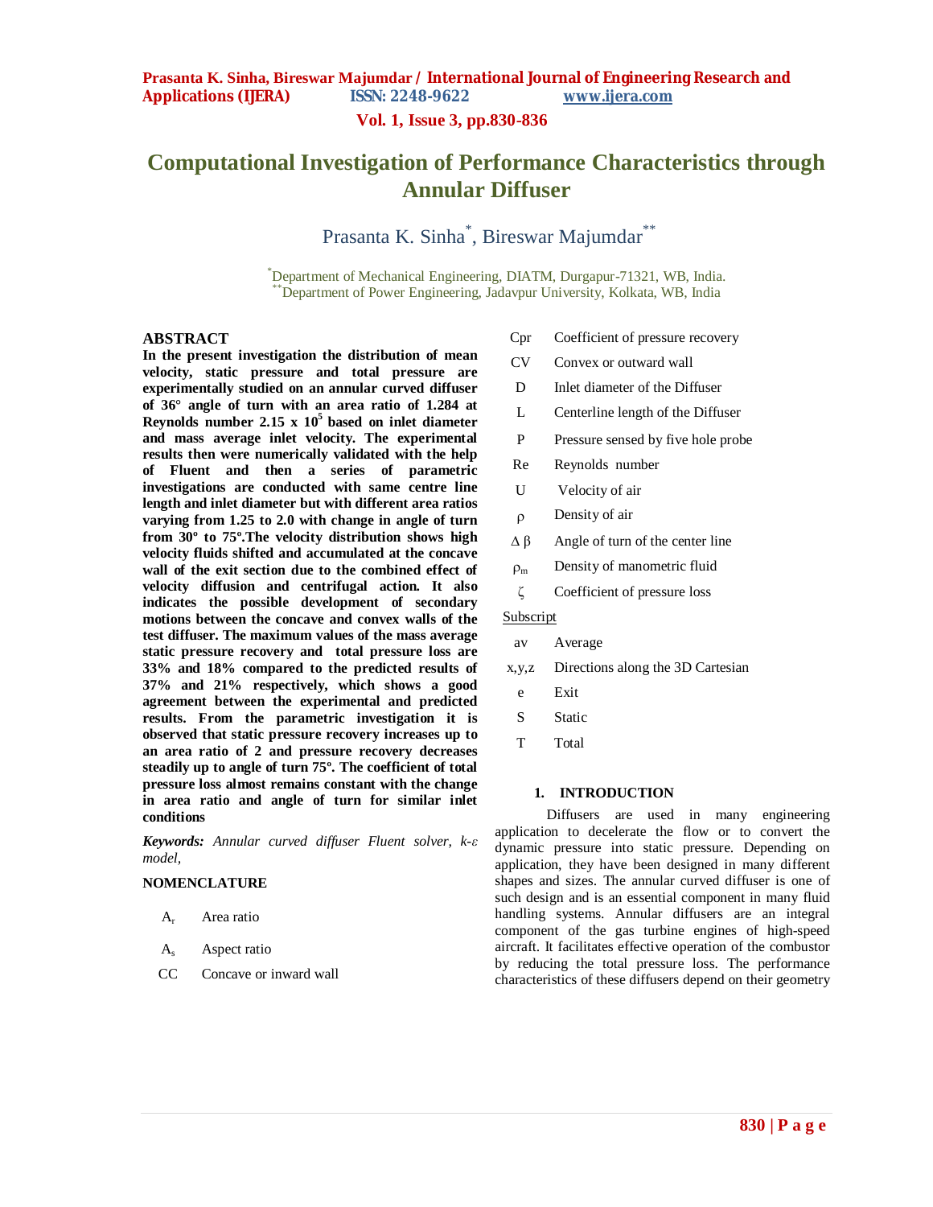# Computational Investigation of Performance Characteristics through Annular Diffuser

Prasanta K. Sinha*, Bireswar Majumdar**

*Department of Mechanical Engineering, DIATM, Durgapur-71321, WB, India.
**Department of Power Engineering, Jadavpur University, Kolkata, WB, India

## ABSTRACT

**In the present investigation the distribution of mean velocity, static pressure and total pressure are experimentally studied on an annular curved diffuser of 36° angle of turn with an area ratio of 1.284 at Reynolds number 2.15 x $10^5$ based on inlet diameter and mass average inlet velocity. The experimental results then were numerically validated with the help of Fluent and then a series of parametric investigations are conducted with same centre line length and inlet diameter but with different area ratios varying from 1.25 to 2.0 with change in angle of turn from 30º to 75º.The velocity distribution shows high velocity fluids shifted and accumulated at the concave wall of the exit section due to the combined effect of velocity diffusion and centrifugal action. It also indicates the possible development of secondary motions between the concave and convex walls of the test diffuser. The maximum values of the mass average static pressure recovery and total pressure loss are 33% and 18% compared to the predicted results of 37% and 21% respectively, which shows a good agreement between the experimental and predicted results. From the parametric investigation it is observed that static pressure recovery increases up to an area ratio of 2 and pressure recovery decreases steadily up to angle of turn 75º. The coefficient of total pressure loss almost remains constant with the change in area ratio and angle of turn for similar inlet conditions**

***Keywords:*** *Annular curved diffuser Fluent solver, k-ε model,*

## NOMENCLATURE

| | |
|---|---|
| $A_r$ | Area ratio |
| $A_s$ | Aspect ratio |
| CC | Concave or inward wall |
| Cpr | Coefficient of pressure recovery |
| CV | Convex or outward wall |
| D | Inlet diameter of the Diffuser |
| L | Centerline length of the Diffuser |
| P | Pressure sensed by five hole probe |
| Re | Reynolds number |
| U | Velocity of air |
| $\rho$ | Density of air |
| $\Delta\beta$ | Angle of turn of the center line |
| $\rho_m$ | Density of manometric fluid |
| $\zeta$ | Coefficient of pressure loss |

Subscript

| | |
|---|---|
| av | Average |
| x,y,z | Directions along the 3D Cartesian |
| e | Exit |
| S | Static |
| T | Total |

## 1. INTRODUCTION

Diffusers are used in many engineering application to decelerate the flow or to convert the dynamic pressure into static pressure. Depending on application, they have been designed in many different shapes and sizes. The annular curved diffuser is one of such design and is an essential component in many fluid handling systems. Annular diffusers are an integral component of the gas turbine engines of high-speed aircraft. It facilitates effective operation of the combustor by reducing the total pressure loss. The performance characteristics of these diffusers depend on their geometry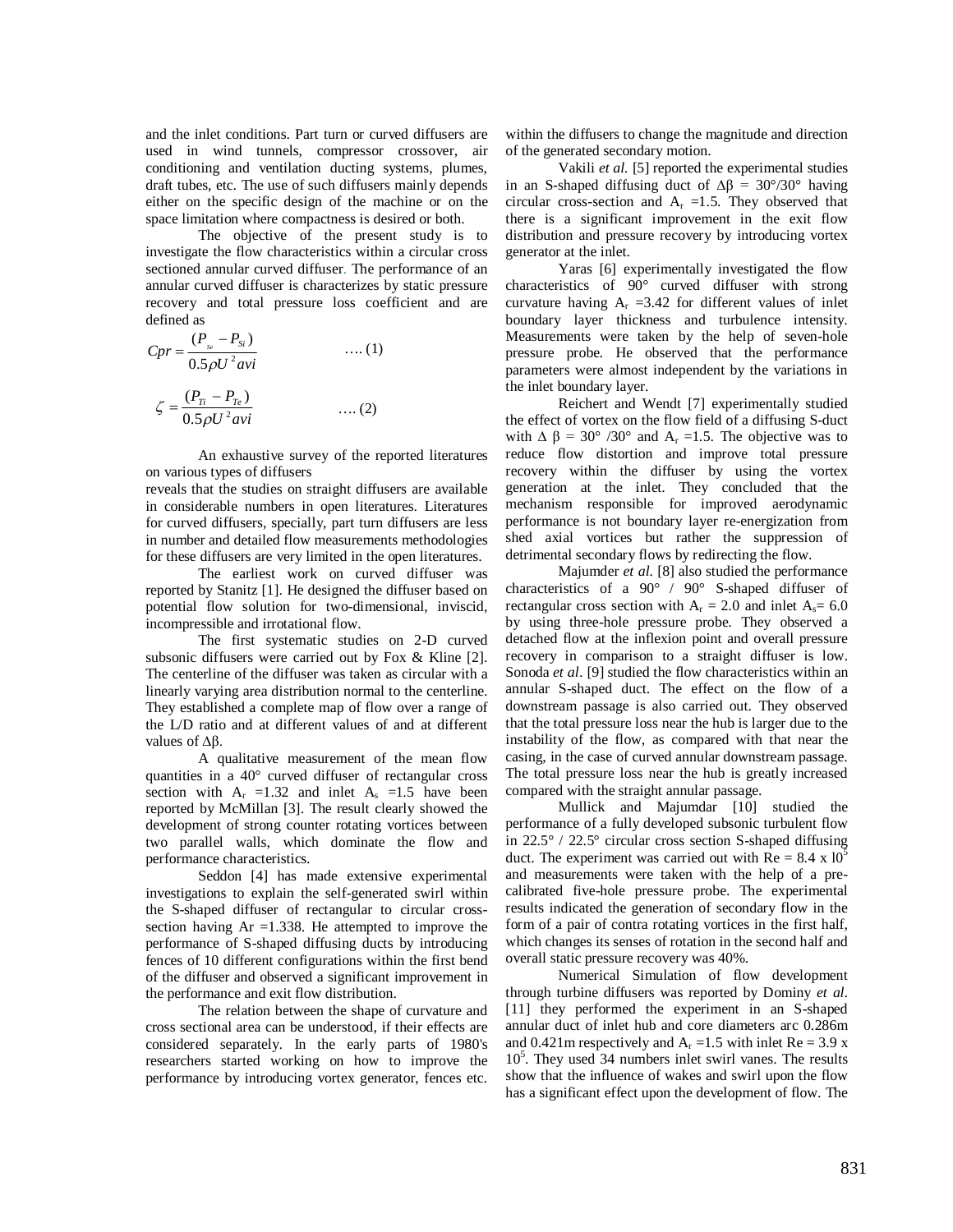and the inlet conditions. Part turn or curved diffusers are used in wind tunnels, compressor crossover, air conditioning and ventilation ducting systems, plumes, draft tubes, etc. The use of such diffusers mainly depends either on the specific design of the machine or on the space limitation where compactness is desired or both.

The objective of the present study is to investigate the flow characteristics within a circular cross sectioned annular curved diffuser. The performance of an annular curved diffuser is characterizes by static pressure recovery and total pressure loss coefficient and are defined as

$$Cpr = \frac{(P_{Se} - P_{Si})}{0.5\rho U^2 avi} \quad \text{.... (1)}$$

$$\zeta = \frac{(P_{Ti} - P_{Te})}{0.5\rho U^2 avi} \quad \text{.... (2)}$$

An exhaustive survey of the reported literatures on various types of diffusers reveals that the studies on straight diffusers are available in considerable numbers in open literatures. Literatures for curved diffusers, specially, part turn diffusers are less in number and detailed flow measurements methodologies for these diffusers are very limited in the open literatures.

The earliest work on curved diffuser was reported by Stanitz [1]. He designed the diffuser based on potential flow solution for two-dimensional, inviscid, incompressible and irrotational flow.

The first systematic studies on 2-D curved subsonic diffusers were carried out by Fox & Kline [2]. The centerline of the diffuser was taken as circular with a linearly varying area distribution normal to the centerline. They established a complete map of flow over a range of the L/D ratio and at different values of and at different values of $\Delta\beta$.

A qualitative measurement of the mean flow quantities in a 40° curved diffuser of rectangular cross section with $A_r$ =1.32 and inlet $A_s$ =1.5 have been reported by McMillan [3]. The result clearly showed the development of strong counter rotating vortices between two parallel walls, which dominate the flow and performance characteristics.

Seddon [4] has made extensive experimental investigations to explain the self-generated swirl within the S-shaped diffuser of rectangular to circular cross-section having Ar =1.338. He attempted to improve the performance of S-shaped diffusing ducts by introducing fences of 10 different configurations within the first bend of the diffuser and observed a significant improvement in the performance and exit flow distribution.

The relation between the shape of curvature and cross sectional area can be understood, if their effects are considered separately. In the early parts of 1980's researchers started working on how to improve the performance by introducing vortex generator, fences etc. within the diffusers to change the magnitude and direction of the generated secondary motion.

Vakili *et al.* [5] reported the experimental studies in an S-shaped diffusing duct of $\Delta\beta$ = 30°/30° having circular cross-section and $A_r$ =1.5. They observed that there is a significant improvement in the exit flow distribution and pressure recovery by introducing vortex generator at the inlet.

Yaras [6] experimentally investigated the flow characteristics of 90° curved diffuser with strong curvature having $A_r$ =3.42 for different values of inlet boundary layer thickness and turbulence intensity. Measurements were taken by the help of seven-hole pressure probe. He observed that the performance parameters were almost independent by the variations in the inlet boundary layer.

Reichert and Wendt [7] experimentally studied the effect of vortex on the flow field of a diffusing S-duct with $\Delta\beta$ = 30° /30° and $A_r$ =1.5. The objective was to reduce flow distortion and improve total pressure recovery within the diffuser by using the vortex generation at the inlet. They concluded that the mechanism responsible for improved aerodynamic performance is not boundary layer re-energization from shed axial vortices but rather the suppression of detrimental secondary flows by redirecting the flow.

Majumder *et al.* [8] also studied the performance characteristics of a 90° / 90° S-shaped diffuser of rectangular cross section with $A_r$ = 2.0 and inlet $A_s$= 6.0 by using three-hole pressure probe. They observed a detached flow at the inflexion point and overall pressure recovery in comparison to a straight diffuser is low. Sonoda *et al*. [9] studied the flow characteristics within an annular S-shaped duct. The effect on the flow of a downstream passage is also carried out. They observed that the total pressure loss near the hub is larger due to the instability of the flow, as compared with that near the casing, in the case of curved annular downstream passage. The total pressure loss near the hub is greatly increased compared with the straight annular passage.

Mullick and Majumdar [10] studied the performance of a fully developed subsonic turbulent flow in 22.5° / 22.5° circular cross section S-shaped diffusing duct. The experiment was carried out with Re = 8.4 x $10^5$ and measurements were taken with the help of a pre-calibrated five-hole pressure probe. The experimental results indicated the generation of secondary flow in the form of a pair of contra rotating vortices in the first half, which changes its senses of rotation in the second half and overall static pressure recovery was 40%.

Numerical Simulation of flow development through turbine diffusers was reported by Dominy *et al.* [11] they performed the experiment in an S-shaped annular duct of inlet hub and core diameters arc 0.286m and 0.421m respectively and $A_r$ =1.5 with inlet Re = 3.9 x $10^5$. They used 34 numbers inlet swirl vanes. The results show that the influence of wakes and swirl upon the flow has a significant effect upon the development of flow. The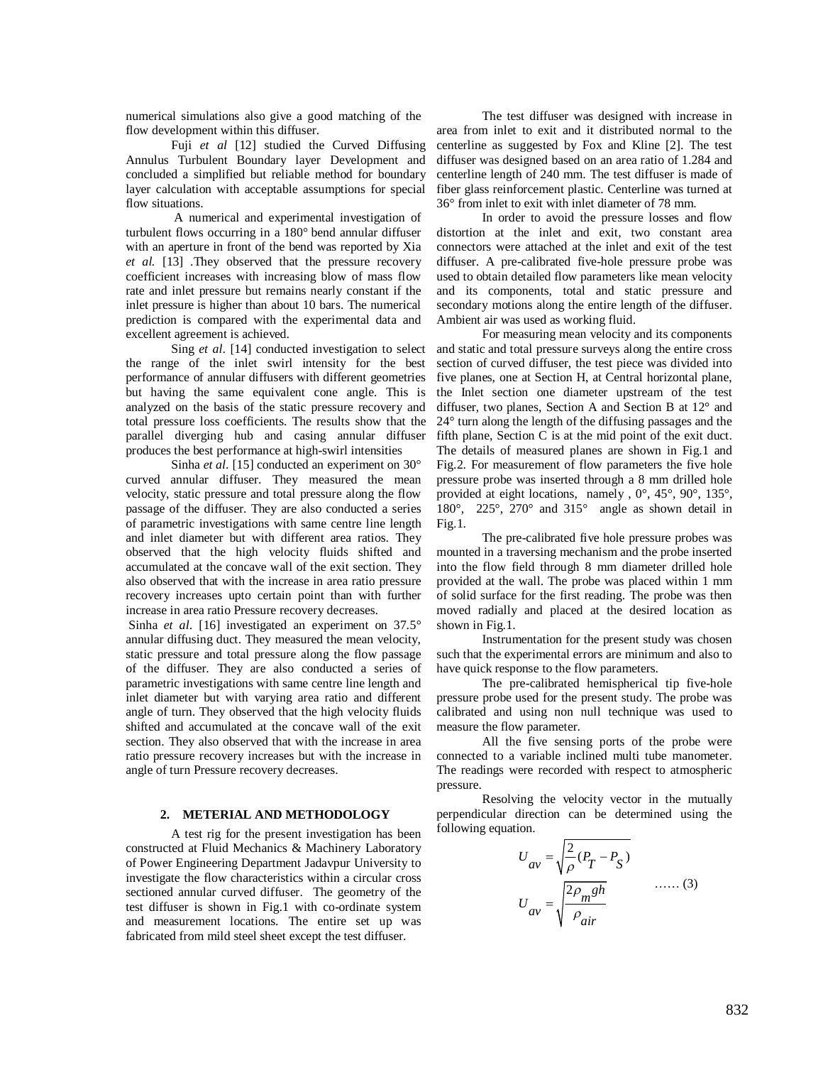numerical simulations also give a good matching of the flow development within this diffuser.

Fuji *et al* [12] studied the Curved Diffusing Annulus Turbulent Boundary layer Development and concluded a simplified but reliable method for boundary layer calculation with acceptable assumptions for special flow situations.

A numerical and experimental investigation of turbulent flows occurring in a 180° bend annular diffuser with an aperture in front of the bend was reported by Xia *et al.* [13] .They observed that the pressure recovery coefficient increases with increasing blow of mass flow rate and inlet pressure but remains nearly constant if the inlet pressure is higher than about 10 bars. The numerical prediction is compared with the experimental data and excellent agreement is achieved.

Sing *et al*. [14] conducted investigation to select the range of the inlet swirl intensity for the best performance of annular diffusers with different geometries but having the same equivalent cone angle. This is analyzed on the basis of the static pressure recovery and total pressure loss coefficients. The results show that the parallel diverging hub and casing annular diffuser produces the best performance at high-swirl intensities

Sinha *et al*. [15] conducted an experiment on 30° curved annular diffuser. They measured the mean velocity, static pressure and total pressure along the flow passage of the diffuser. They are also conducted a series of parametric investigations with same centre line length and inlet diameter but with different area ratios. They observed that the high velocity fluids shifted and accumulated at the concave wall of the exit section. They also observed that with the increase in area ratio pressure recovery increases upto certain point than with further increase in area ratio Pressure recovery decreases.

Sinha *et al*. [16] investigated an experiment on 37.5° annular diffusing duct. They measured the mean velocity, static pressure and total pressure along the flow passage of the diffuser. They are also conducted a series of parametric investigations with same centre line length and inlet diameter but with varying area ratio and different angle of turn. They observed that the high velocity fluids shifted and accumulated at the concave wall of the exit section. They also observed that with the increase in area ratio pressure recovery increases but with the increase in angle of turn Pressure recovery decreases.

## 2. METERIAL AND METHODOLOGY

A test rig for the present investigation has been constructed at Fluid Mechanics & Machinery Laboratory of Power Engineering Department Jadavpur University to investigate the flow characteristics within a circular cross sectioned annular curved diffuser. The geometry of the test diffuser is shown in Fig.1 with co-ordinate system and measurement locations. The entire set up was fabricated from mild steel sheet except the test diffuser.

The test diffuser was designed with increase in area from inlet to exit and it distributed normal to the centerline as suggested by Fox and Kline [2]. The test diffuser was designed based on an area ratio of 1.284 and centerline length of 240 mm. The test diffuser is made of fiber glass reinforcement plastic. Centerline was turned at 36° from inlet to exit with inlet diameter of 78 mm.

In order to avoid the pressure losses and flow distortion at the inlet and exit, two constant area connectors were attached at the inlet and exit of the test diffuser. A pre-calibrated five-hole pressure probe was used to obtain detailed flow parameters like mean velocity and its components, total and static pressure and secondary motions along the entire length of the diffuser. Ambient air was used as working fluid.

For measuring mean velocity and its components and static and total pressure surveys along the entire cross section of curved diffuser, the test piece was divided into five planes, one at Section H, at Central horizontal plane, the Inlet section one diameter upstream of the test diffuser, two planes, Section A and Section B at 12° and 24° turn along the length of the diffusing passages and the fifth plane, Section C is at the mid point of the exit duct. The details of measured planes are shown in Fig.1 and Fig.2. For measurement of flow parameters the five hole pressure probe was inserted through a 8 mm drilled hole provided at eight locations, namely , 0°, 45°, 90°, 135°, 180°, 225°, 270° and 315° angle as shown detail in Fig.1.

The pre-calibrated five hole pressure probes was mounted in a traversing mechanism and the probe inserted into the flow field through 8 mm diameter drilled hole provided at the wall. The probe was placed within 1 mm of solid surface for the first reading. The probe was then moved radially and placed at the desired location as shown in Fig.1.

Instrumentation for the present study was chosen such that the experimental errors are minimum and also to have quick response to the flow parameters.

The pre-calibrated hemispherical tip five-hole pressure probe used for the present study. The probe was calibrated and using non null technique was used to measure the flow parameter.

All the five sensing ports of the probe were connected to a variable inclined multi tube manometer. The readings were recorded with respect to atmospheric pressure.

Resolving the velocity vector in the mutually perpendicular direction can be determined using the following equation.

$$U_{av} = \sqrt{\frac{2}{\rho}(P_T - P_S)}$$

$$U_{av} = \sqrt{\frac{2\rho_m gh}{\rho_{air}}} \qquad \text{...... (3)}$$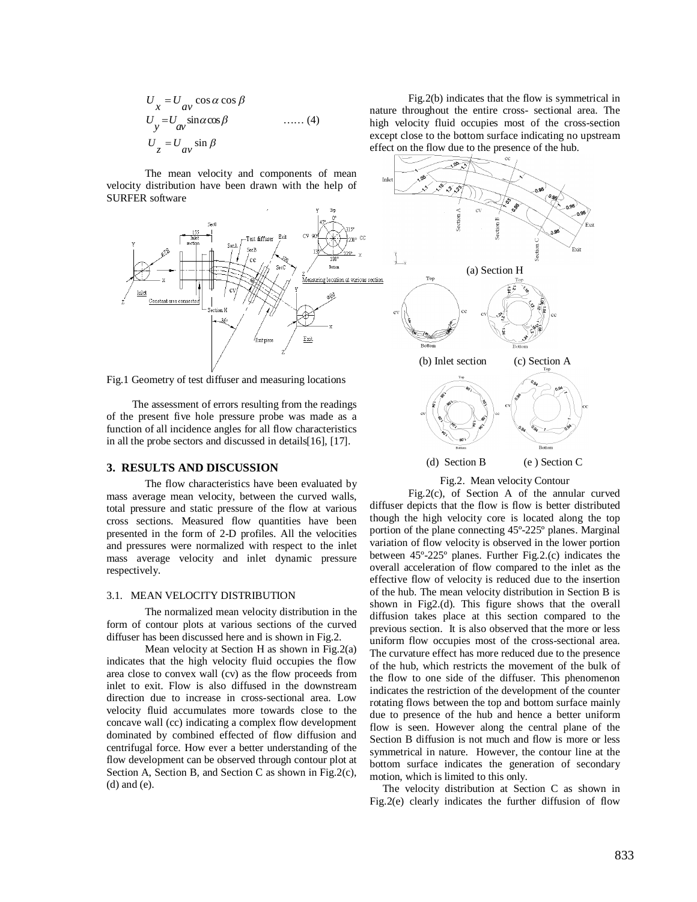$$U_x = U_{av} \cos\alpha \cos\beta$$
$$U_y = U_{av} \sin\alpha \cos\beta \qquad \text{...... (4)}$$
$$U_z = U_{av} \sin\beta$$

The mean velocity and components of mean velocity distribution have been drawn with the help of SURFER software

Fig.1 Geometry of test diffuser and measuring locations

The assessment of errors resulting from the readings of the present five hole pressure probe was made as a function of all incidence angles for all flow characteristics in all the probe sectors and discussed in details[16], [17].

## 3. RESULTS AND DISCUSSION

The flow characteristics have been evaluated by mass average mean velocity, between the curved walls, total pressure and static pressure of the flow at various cross sections. Measured flow quantities have been presented in the form of 2-D profiles. All the velocities and pressures were normalized with respect to the inlet mass average velocity and inlet dynamic pressure respectively.

### 3.1. MEAN VELOCITY DISTRIBUTION

The normalized mean velocity distribution in the form of contour plots at various sections of the curved diffuser has been discussed here and is shown in Fig.2.

Mean velocity at Section H as shown in Fig.2(a) indicates that the high velocity fluid occupies the flow area close to convex wall (cv) as the flow proceeds from inlet to exit. Flow is also diffused in the downstream direction due to increase in cross-sectional area. Low velocity fluid accumulates more towards close to the concave wall (cc) indicating a complex flow development dominated by combined effected of flow diffusion and centrifugal force. How ever a better understanding of the flow development can be observed through contour plot at Section A, Section B, and Section C as shown in Fig.2(c), (d) and (e).

Fig.2(b) indicates that the flow is symmetrical in nature throughout the entire cross- sectional area. The high velocity fluid occupies most of the cross-section except close to the bottom surface indicating no upstream effect on the flow due to the presence of the hub.

(a) Section H

(b) Inlet section (c) Section A

(d) Section B (e ) Section C

Fig.2. Mean velocity Contour

Fig.2(c), of Section A of the annular curved diffuser depicts that the flow is flow is better distributed though the high velocity core is located along the top portion of the plane connecting 45º-225º planes. Marginal variation of flow velocity is observed in the lower portion between 45º-225º planes. Further Fig.2.(c) indicates the overall acceleration of flow compared to the inlet as the effective flow of velocity is reduced due to the insertion of the hub. The mean velocity distribution in Section B is shown in Fig2.(d). This figure shows that the overall diffusion takes place at this section compared to the previous section. It is also observed that the more or less uniform flow occupies most of the cross-sectional area. The curvature effect has more reduced due to the presence of the hub, which restricts the movement of the bulk of the flow to one side of the diffuser. This phenomenon indicates the restriction of the development of the counter rotating flows between the top and bottom surface mainly due to presence of the hub and hence a better uniform flow is seen. However along the central plane of the Section B diffusion is not much and flow is more or less symmetrical in nature. However, the contour line at the bottom surface indicates the generation of secondary motion, which is limited to this only.

The velocity distribution at Section C as shown in Fig.2(e) clearly indicates the further diffusion of flow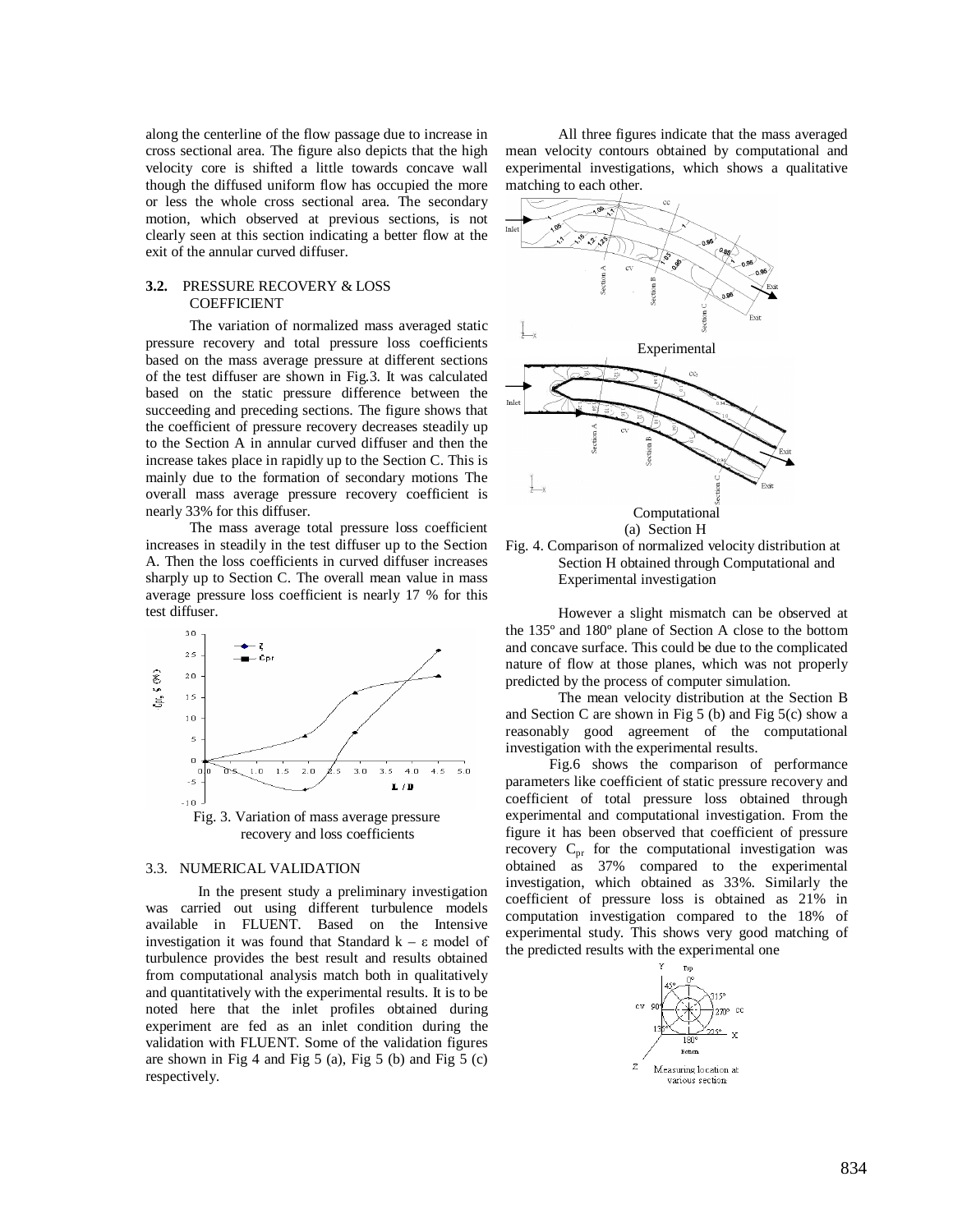along the centerline of the flow passage due to increase in cross sectional area. The figure also depicts that the high velocity core is shifted a little towards concave wall though the diffused uniform flow has occupied the more or less the whole cross sectional area. The secondary motion, which observed at previous sections, is not clearly seen at this section indicating a better flow at the exit of the annular curved diffuser.

### 3.2. PRESSURE RECOVERY & LOSS COEFFICIENT

The variation of normalized mass averaged static pressure recovery and total pressure loss coefficients based on the mass average pressure at different sections of the test diffuser are shown in Fig.3. It was calculated based on the static pressure difference between the succeeding and preceding sections. The figure shows that the coefficient of pressure recovery decreases steadily up to the Section A in annular curved diffuser and then the increase takes place in rapidly up to the Section C. This is mainly due to the formation of secondary motions The overall mass average pressure recovery coefficient is nearly 33% for this diffuser.

The mass average total pressure loss coefficient increases in steadily in the test diffuser up to the Section A. Then the loss coefficients in curved diffuser increases sharply up to Section C. The overall mean value in mass average pressure loss coefficient is nearly 17 % for this test diffuser.

Fig. 3. Variation of mass average pressure recovery and loss coefficients

### 3.3. NUMERICAL VALIDATION

In the present study a preliminary investigation was carried out using different turbulence models available in FLUENT. Based on the Intensive investigation it was found that Standard $k - \varepsilon$ model of turbulence provides the best result and results obtained from computational analysis match both in qualitatively and quantitatively with the experimental results. It is to be noted here that the inlet profiles obtained during experiment are fed as an inlet condition during the validation with FLUENT. Some of the validation figures are shown in Fig 4 and Fig 5 (a), Fig 5 (b) and Fig 5 (c) respectively.

All three figures indicate that the mass averaged mean velocity contours obtained by computational and experimental investigations, which shows a qualitative matching to each other.

Experimental

Computational

(a) Section H

Fig. 4. Comparison of normalized velocity distribution at Section H obtained through Computational and Experimental investigation

However a slight mismatch can be observed at the 135º and 180º plane of Section A close to the bottom and concave surface. This could be due to the complicated nature of flow at those planes, which was not properly predicted by the process of computer simulation.

The mean velocity distribution at the Section B and Section C are shown in Fig 5 (b) and Fig 5(c) show a reasonably good agreement of the computational investigation with the experimental results.

Fig.6 shows the comparison of performance parameters like coefficient of static pressure recovery and coefficient of total pressure loss obtained through experimental and computational investigation. From the figure it has been observed that coefficient of pressure recovery $C_{pr}$ for the computational investigation was obtained as 37% compared to the experimental investigation, which obtained as 33%. Similarly the coefficient of pressure loss is obtained as 21% in computation investigation compared to the 18% of experimental study. This shows very good matching of the predicted results with the experimental one

Measuring location at various section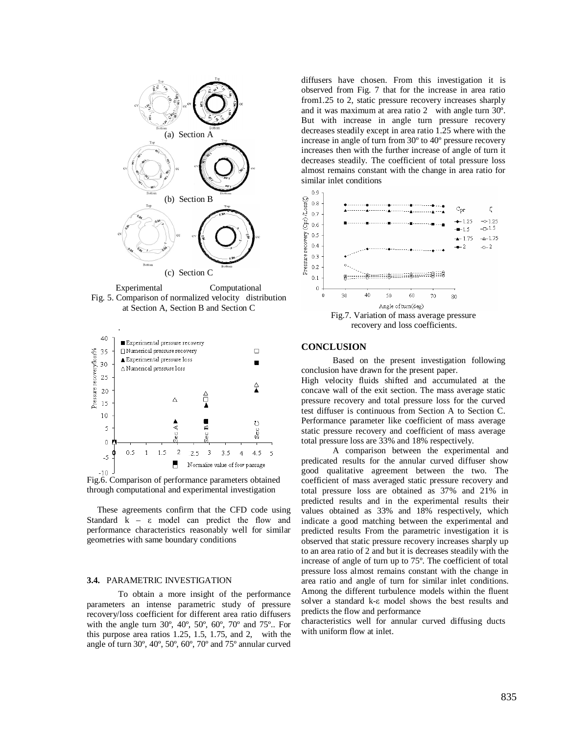Experimental Computational

Fig. 5. Comparison of normalized velocity distribution at Section A, Section B and Section C

Fig.6. Comparison of performance parameters obtained through computational and experimental investigation

These agreements confirm that the CFD code using Standard k – ε model can predict the flow and performance characteristics reasonably well for similar geometries with same boundary conditions

### 3.4. PARAMETRIC INVESTIGATION

To obtain a more insight of the performance parameters an intense parametric study of pressure recovery/loss coefficient for different area ratio diffusers with the angle turn 30º, 40º, 50º, 60º, 70º and 75º.. For this purpose area ratios 1.25, 1.5, 1.75, and 2, with the angle of turn 30º, 40º, 50º, 60º, 70º and 75º annular curved diffusers have chosen. From this investigation it is observed from Fig. 7 that for the increase in area ratio from1.25 to 2, static pressure recovery increases sharply and it was maximum at area ratio 2 with angle turn 30º. But with increase in angle turn pressure recovery decreases steadily except in area ratio 1.25 where with the increase in angle of turn from 30º to 40º pressure recovery increases then with the further increase of angle of turn it decreases steadily. The coefficient of total pressure loss almost remains constant with the change in area ratio for similar inlet conditions

Fig.7. Variation of mass average pressure recovery and loss coefficients.

## CONCLUSION

Based on the present investigation following conclusion have drawn for the present paper.

High velocity fluids shifted and accumulated at the concave wall of the exit section. The mass average static pressure recovery and total pressure loss for the curved test diffuser is continuous from Section A to Section C. Performance parameter like coefficient of mass average static pressure recovery and coefficient of mass average total pressure loss are 33% and 18% respectively.

A comparison between the experimental and predicated results for the annular curved diffuser show good qualitative agreement between the two. The coefficient of mass averaged static pressure recovery and total pressure loss are obtained as 37% and 21% in predicted results and in the experimental results their values obtained as 33% and 18% respectively, which indicate a good matching between the experimental and predicted results From the parametric investigation it is observed that static pressure recovery increases sharply up to an area ratio of 2 and but it is decreases steadily with the increase of angle of turn up to 75º. The coefficient of total pressure loss almost remains constant with the change in area ratio and angle of turn for similar inlet conditions. Among the different turbulence models within the fluent solver a standard k-ε model shows the best results and predicts the flow and performance characteristics well for annular curved diffusing ducts with uniform flow at inlet.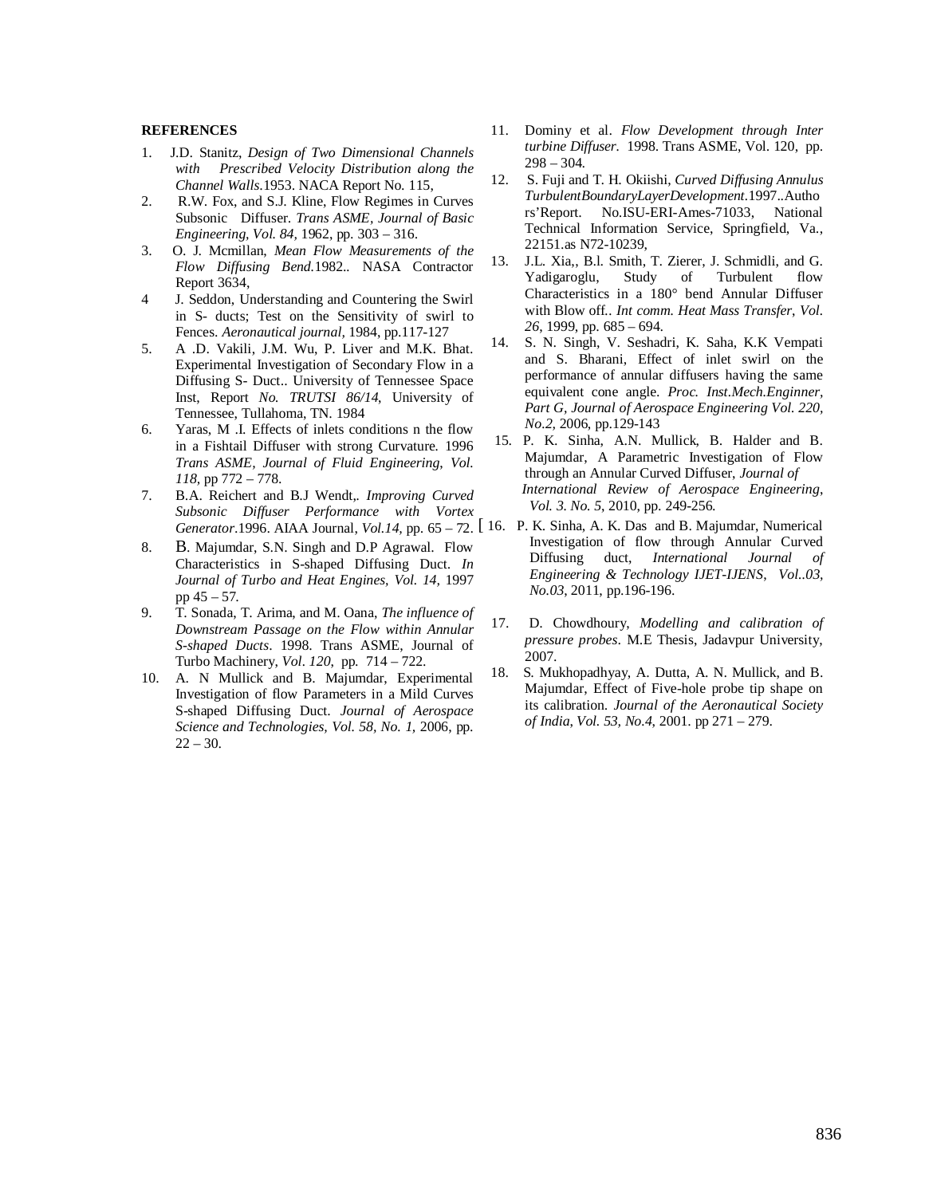**REFERENCES**

1. J.D. Stanitz, *Design of Two Dimensional Channels with Prescribed Velocity Distribution along the Channel Walls.*1953. NACA Report No. 115,
2. R.W. Fox, and S.J. Kline, Flow Regimes in Curves Subsonic Diffuser. *Trans ASME, Journal of Basic Engineering, Vol. 84,* 1962, pp. 303 – 316.
3. O. J. Mcmillan, *Mean Flow Measurements of the Flow Diffusing Bend.*1982.. NASA Contractor Report 3634,
4. J. Seddon, Understanding and Countering the Swirl in S- ducts; Test on the Sensitivity of swirl to Fences. *Aeronautical journal,* 1984, pp.117-127
5. A .D. Vakili, J.M. Wu, P. Liver and M.K. Bhat. Experimental Investigation of Secondary Flow in a Diffusing S- Duct.. University of Tennessee Space Inst, Report *No. TRUTSI 86/14*, University of Tennessee, Tullahoma, TN. 1984
6. Yaras, M .I. Effects of inlets conditions n the flow in a Fishtail Diffuser with strong Curvature. 1996 *Trans ASME, Journal of Fluid Engineering, Vol. 118,* pp 772 – 778.
7. B.A. Reichert and B.J Wendt,. *Improving Curved Subsonic Diffuser Performance with Vortex Generator*.1996. AIAA Journal, *Vol.14,* pp. 65 – 72.
8. B. Majumdar, S.N. Singh and D.P Agrawal. Flow Characteristics in S-shaped Diffusing Duct. *In Journal of Turbo and Heat Engines, Vol. 14,* 1997 pp 45 – 57.
9. T. Sonada, T. Arima, and M. Oana, *The influence of Downstream Passage on the Flow within Annular S-shaped Ducts*. 1998. Trans ASME, Journal of Turbo Machinery, *Vol. 120,* pp. 714 – 722.
10. A. N Mullick and B. Majumdar, Experimental Investigation of flow Parameters in a Mild Curves S-shaped Diffusing Duct. *Journal of Aerospace Science and Technologies, Vol. 58, No. 1,* 2006, pp. 22 – 30.
11. Dominy et al. *Flow Development through Inter turbine Diffuser.* 1998. Trans ASME, Vol. 120, pp. 298 – 304.
12. S. Fuji and T. H. Okiishi, *Curved Diffusing Annulus TurbulentBoundaryLayerDevelopment*.1997..Authors'Report. No.ISU-ERI-Ames-71033, National Technical Information Service, Springfield, Va., 22151.as N72-10239,
13. J.L. Xia,, B.l. Smith, T. Zierer, J. Schmidli, and G. Yadigaroglu, Study of Turbulent flow Characteristics in a 180° bend Annular Diffuser with Blow off.. *Int comm. Heat Mass Transfer, Vol. 26*, 1999, pp. 685 – 694.
14. S. N. Singh, V. Seshadri, K. Saha, K.K Vempati and S. Bharani, Effect of inlet swirl on the performance of annular diffusers having the same equivalent cone angle. *Proc. Inst.Mech.Enginner, Part G, Journal of Aerospace Engineering Vol. 220, No.2,* 2006, pp.129-143
15. P. K. Sinha, A.N. Mullick, B. Halder and B. Majumdar, A Parametric Investigation of Flow through an Annular Curved Diffuser, *Journal of International Review of Aerospace Engineering, Vol. 3. No. 5*, 2010, pp. 249-256.
16. P. K. Sinha, A. K. Das and B. Majumdar, Numerical Investigation of flow through Annular Curved Diffusing duct, *International Journal of Engineering & Technology IJET-IJENS, Vol..03, No.03*, 2011, pp.196-196.
17. D. Chowdhoury, *Modelling and calibration of pressure probes*. M.E Thesis, Jadavpur University, 2007.
18. S. Mukhopadhyay, A. Dutta, A. N. Mullick, and B. Majumdar, Effect of Five-hole probe tip shape on its calibration. *Journal of the Aeronautical Society of India, Vol. 53, No.4*, 2001. pp 271 – 279.